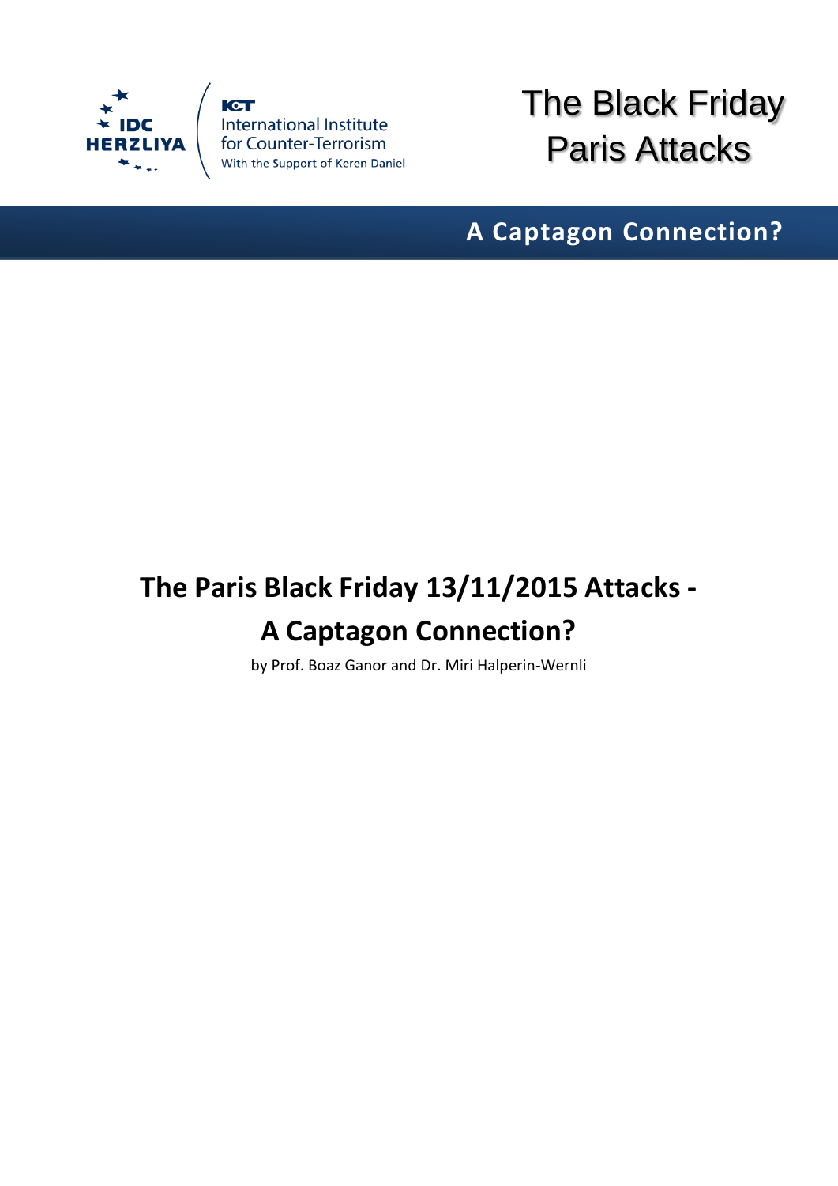IDC HERZLIYA

ICT International Institute for Counter-Terrorism
With the Support of Keren Daniel

# The Black Friday Paris Attacks

## A Captagon Connection?

# The Paris Black Friday 13/11/2015 Attacks - A Captagon Connection?

by Prof. Boaz Ganor and Dr. Miri Halperin-Wernli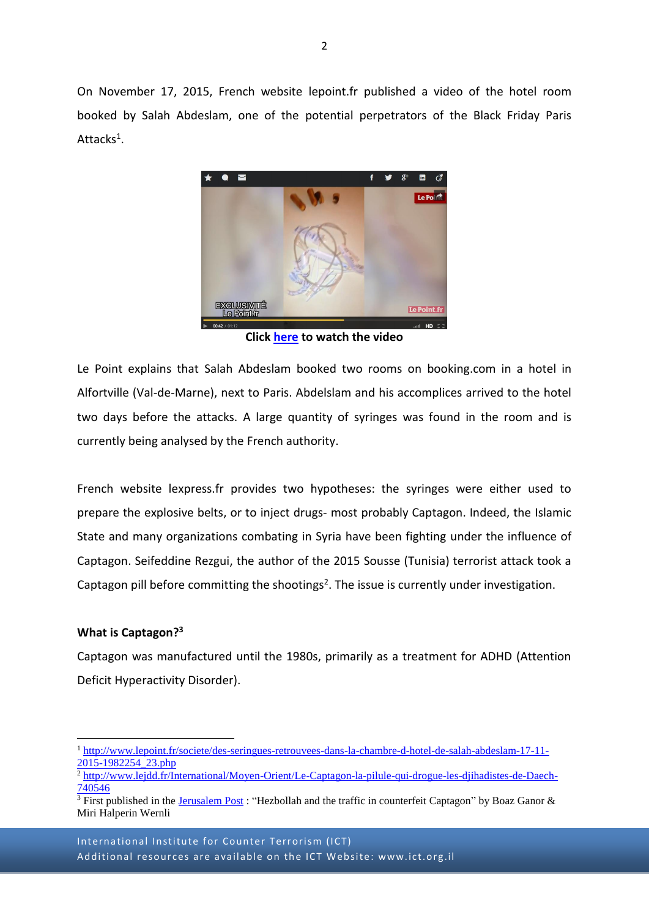On November 17, 2015, French website lepoint.fr published a video of the hotel room booked by Salah Abdeslam, one of the potential perpetrators of the Black Friday Paris Attacks[1].

**Click here to watch the video**

Le Point explains that Salah Abdeslam booked two rooms on booking.com in a hotel in Alfortville (Val-de-Marne), next to Paris. Abdelslam and his accomplices arrived to the hotel two days before the attacks. A large quantity of syringes was found in the room and is currently being analysed by the French authority.

French website lexpress.fr provides two hypotheses: the syringes were either used to prepare the explosive belts, or to inject drugs- most probably Captagon. Indeed, the Islamic State and many organizations combating in Syria have been fighting under the influence of Captagon. Seifeddine Rezgui, the author of the 2015 Sousse (Tunisia) terrorist attack took a Captagon pill before committing the shootings[2]. The issue is currently under investigation.

**What is Captagon?[3]**

Captagon was manufactured until the 1980s, primarily as a treatment for ADHD (Attention Deficit Hyperactivity Disorder).

---

[1] http://www.lepoint.fr/societe/des-seringues-retrouvees-dans-la-chambre-d-hotel-de-salah-abdeslam-17-11-2015-1982254_23.php

[2] http://www.lejdd.fr/International/Moyen-Orient/Le-Captagon-la-pilule-qui-drogue-les-djihadistes-de-Daech-740546

[3] First published in the Jerusalem Post : "Hezbollah and the traffic in counterfeit Captagon" by Boaz Ganor & Miri Halperin Wernli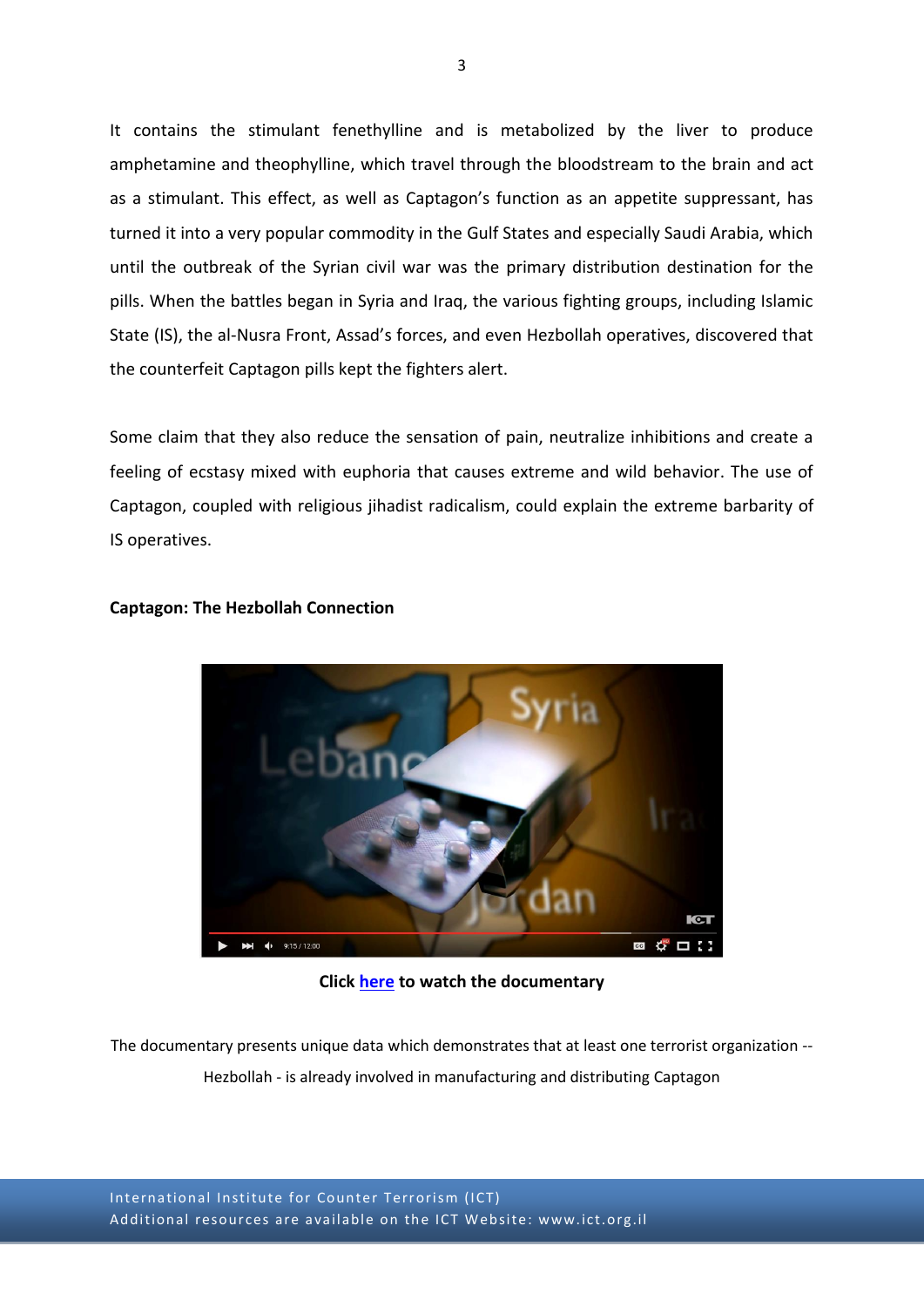It contains the stimulant fenethylline and is metabolized by the liver to produce amphetamine and theophylline, which travel through the bloodstream to the brain and act as a stimulant. This effect, as well as Captagon's function as an appetite suppressant, has turned it into a very popular commodity in the Gulf States and especially Saudi Arabia, which until the outbreak of the Syrian civil war was the primary distribution destination for the pills. When the battles began in Syria and Iraq, the various fighting groups, including Islamic State (IS), the al-Nusra Front, Assad's forces, and even Hezbollah operatives, discovered that the counterfeit Captagon pills kept the fighters alert.

Some claim that they also reduce the sensation of pain, neutralize inhibitions and create a feeling of ecstasy mixed with euphoria that causes extreme and wild behavior. The use of Captagon, coupled with religious jihadist radicalism, could explain the extreme barbarity of IS operatives.

**Captagon: The Hezbollah Connection**

**Click here to watch the documentary**

The documentary presents unique data which demonstrates that at least one terrorist organization -- Hezbollah - is already involved in manufacturing and distributing Captagon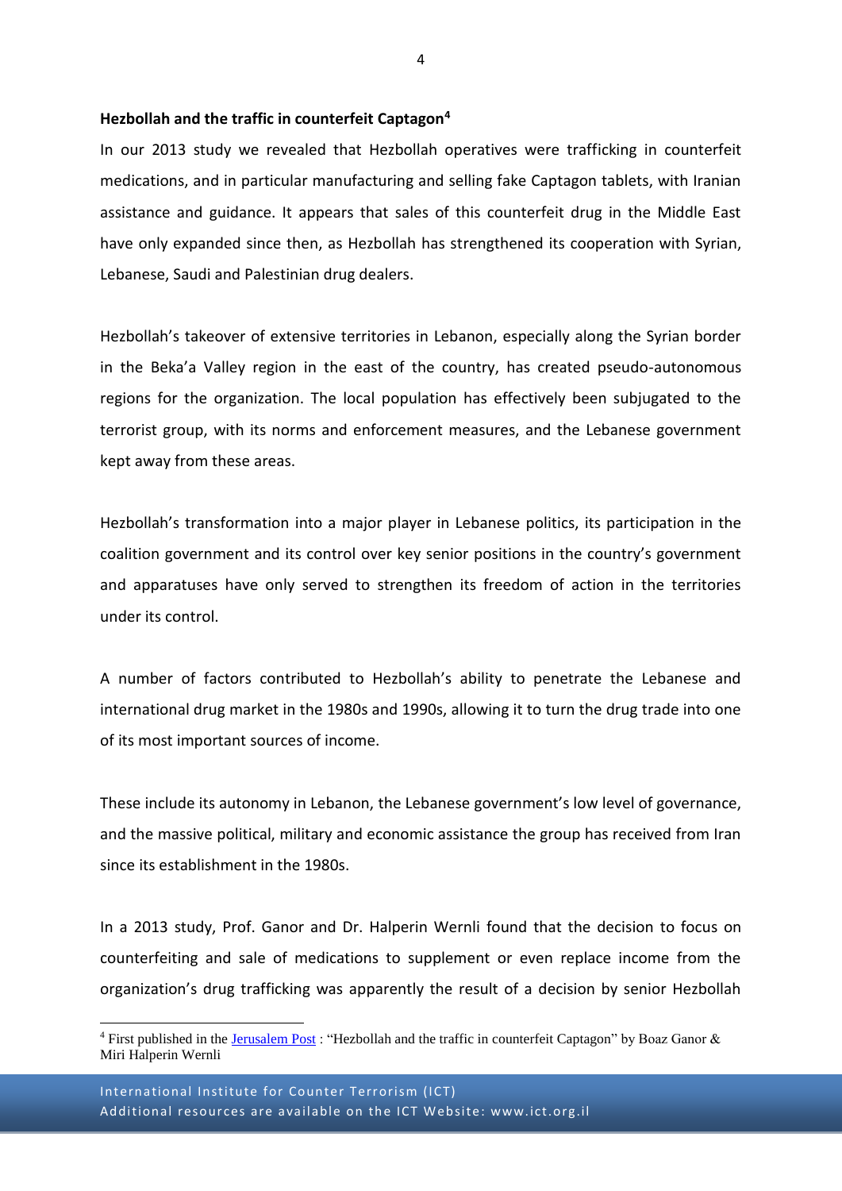### Hezbollah and the traffic in counterfeit Captagon[4]

In our 2013 study we revealed that Hezbollah operatives were trafficking in counterfeit medications, and in particular manufacturing and selling fake Captagon tablets, with Iranian assistance and guidance. It appears that sales of this counterfeit drug in the Middle East have only expanded since then, as Hezbollah has strengthened its cooperation with Syrian, Lebanese, Saudi and Palestinian drug dealers.

Hezbollah's takeover of extensive territories in Lebanon, especially along the Syrian border in the Beka'a Valley region in the east of the country, has created pseudo-autonomous regions for the organization. The local population has effectively been subjugated to the terrorist group, with its norms and enforcement measures, and the Lebanese government kept away from these areas.

Hezbollah's transformation into a major player in Lebanese politics, its participation in the coalition government and its control over key senior positions in the country's government and apparatuses have only served to strengthen its freedom of action in the territories under its control.

A number of factors contributed to Hezbollah's ability to penetrate the Lebanese and international drug market in the 1980s and 1990s, allowing it to turn the drug trade into one of its most important sources of income.

These include its autonomy in Lebanon, the Lebanese government's low level of governance, and the massive political, military and economic assistance the group has received from Iran since its establishment in the 1980s.

In a 2013 study, Prof. Ganor and Dr. Halperin Wernli found that the decision to focus on counterfeiting and sale of medications to supplement or even replace income from the organization's drug trafficking was apparently the result of a decision by senior Hezbollah

---

[4] First published in the Jerusalem Post : "Hezbollah and the traffic in counterfeit Captagon" by Boaz Ganor & Miri Halperin Wernli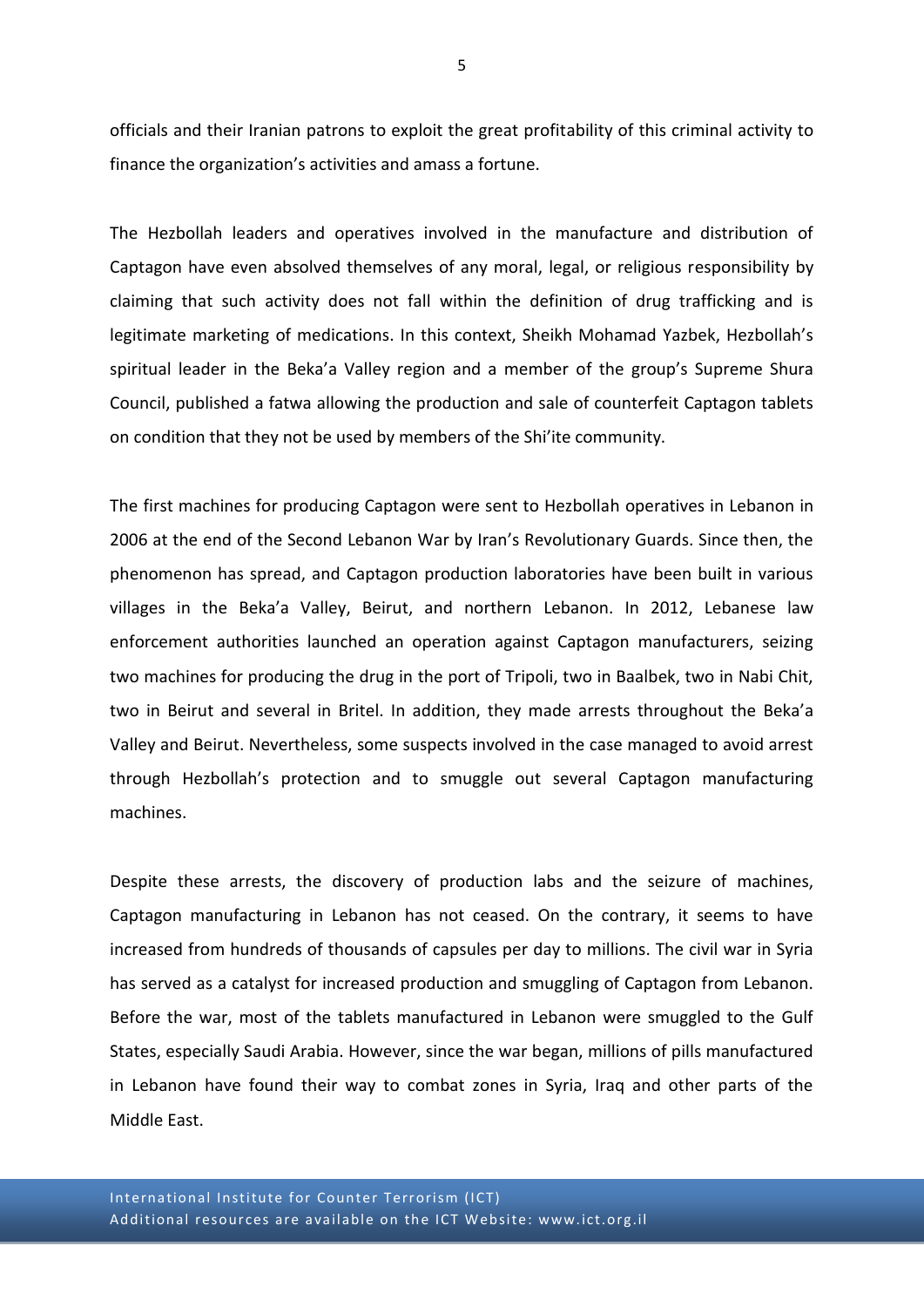officials and their Iranian patrons to exploit the great profitability of this criminal activity to finance the organization's activities and amass a fortune.

The Hezbollah leaders and operatives involved in the manufacture and distribution of Captagon have even absolved themselves of any moral, legal, or religious responsibility by claiming that such activity does not fall within the definition of drug trafficking and is legitimate marketing of medications. In this context, Sheikh Mohamad Yazbek, Hezbollah's spiritual leader in the Beka'a Valley region and a member of the group's Supreme Shura Council, published a fatwa allowing the production and sale of counterfeit Captagon tablets on condition that they not be used by members of the Shi'ite community.

The first machines for producing Captagon were sent to Hezbollah operatives in Lebanon in 2006 at the end of the Second Lebanon War by Iran's Revolutionary Guards. Since then, the phenomenon has spread, and Captagon production laboratories have been built in various villages in the Beka'a Valley, Beirut, and northern Lebanon. In 2012, Lebanese law enforcement authorities launched an operation against Captagon manufacturers, seizing two machines for producing the drug in the port of Tripoli, two in Baalbek, two in Nabi Chit, two in Beirut and several in Britel. In addition, they made arrests throughout the Beka'a Valley and Beirut. Nevertheless, some suspects involved in the case managed to avoid arrest through Hezbollah's protection and to smuggle out several Captagon manufacturing machines.

Despite these arrests, the discovery of production labs and the seizure of machines, Captagon manufacturing in Lebanon has not ceased. On the contrary, it seems to have increased from hundreds of thousands of capsules per day to millions. The civil war in Syria has served as a catalyst for increased production and smuggling of Captagon from Lebanon. Before the war, most of the tablets manufactured in Lebanon were smuggled to the Gulf States, especially Saudi Arabia. However, since the war began, millions of pills manufactured in Lebanon have found their way to combat zones in Syria, Iraq and other parts of the Middle East.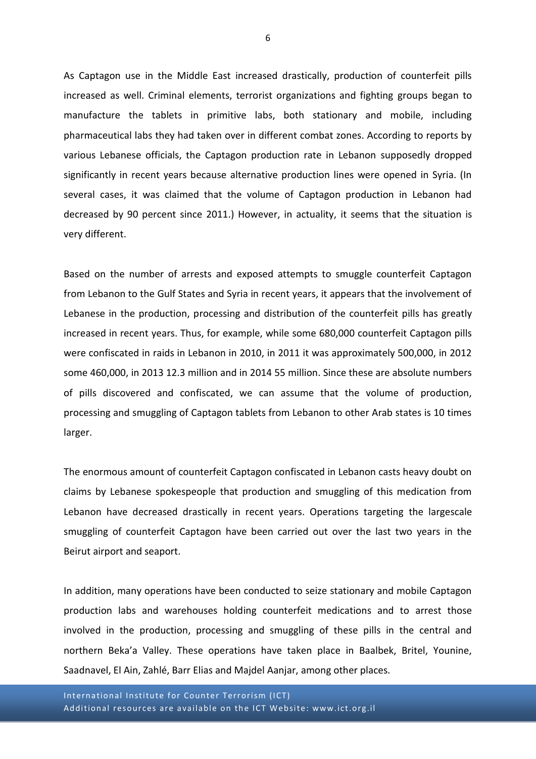As Captagon use in the Middle East increased drastically, production of counterfeit pills increased as well. Criminal elements, terrorist organizations and fighting groups began to manufacture the tablets in primitive labs, both stationary and mobile, including pharmaceutical labs they had taken over in different combat zones. According to reports by various Lebanese officials, the Captagon production rate in Lebanon supposedly dropped significantly in recent years because alternative production lines were opened in Syria. (In several cases, it was claimed that the volume of Captagon production in Lebanon had decreased by 90 percent since 2011.) However, in actuality, it seems that the situation is very different.

Based on the number of arrests and exposed attempts to smuggle counterfeit Captagon from Lebanon to the Gulf States and Syria in recent years, it appears that the involvement of Lebanese in the production, processing and distribution of the counterfeit pills has greatly increased in recent years. Thus, for example, while some 680,000 counterfeit Captagon pills were confiscated in raids in Lebanon in 2010, in 2011 it was approximately 500,000, in 2012 some 460,000, in 2013 12.3 million and in 2014 55 million. Since these are absolute numbers of pills discovered and confiscated, we can assume that the volume of production, processing and smuggling of Captagon tablets from Lebanon to other Arab states is 10 times larger.

The enormous amount of counterfeit Captagon confiscated in Lebanon casts heavy doubt on claims by Lebanese spokespeople that production and smuggling of this medication from Lebanon have decreased drastically in recent years. Operations targeting the largescale smuggling of counterfeit Captagon have been carried out over the last two years in the Beirut airport and seaport.

In addition, many operations have been conducted to seize stationary and mobile Captagon production labs and warehouses holding counterfeit medications and to arrest those involved in the production, processing and smuggling of these pills in the central and northern Beka'a Valley. These operations have taken place in Baalbek, Britel, Younine, Saadnavel, El Ain, Zahlé, Barr Elias and Majdel Aanjar, among other places.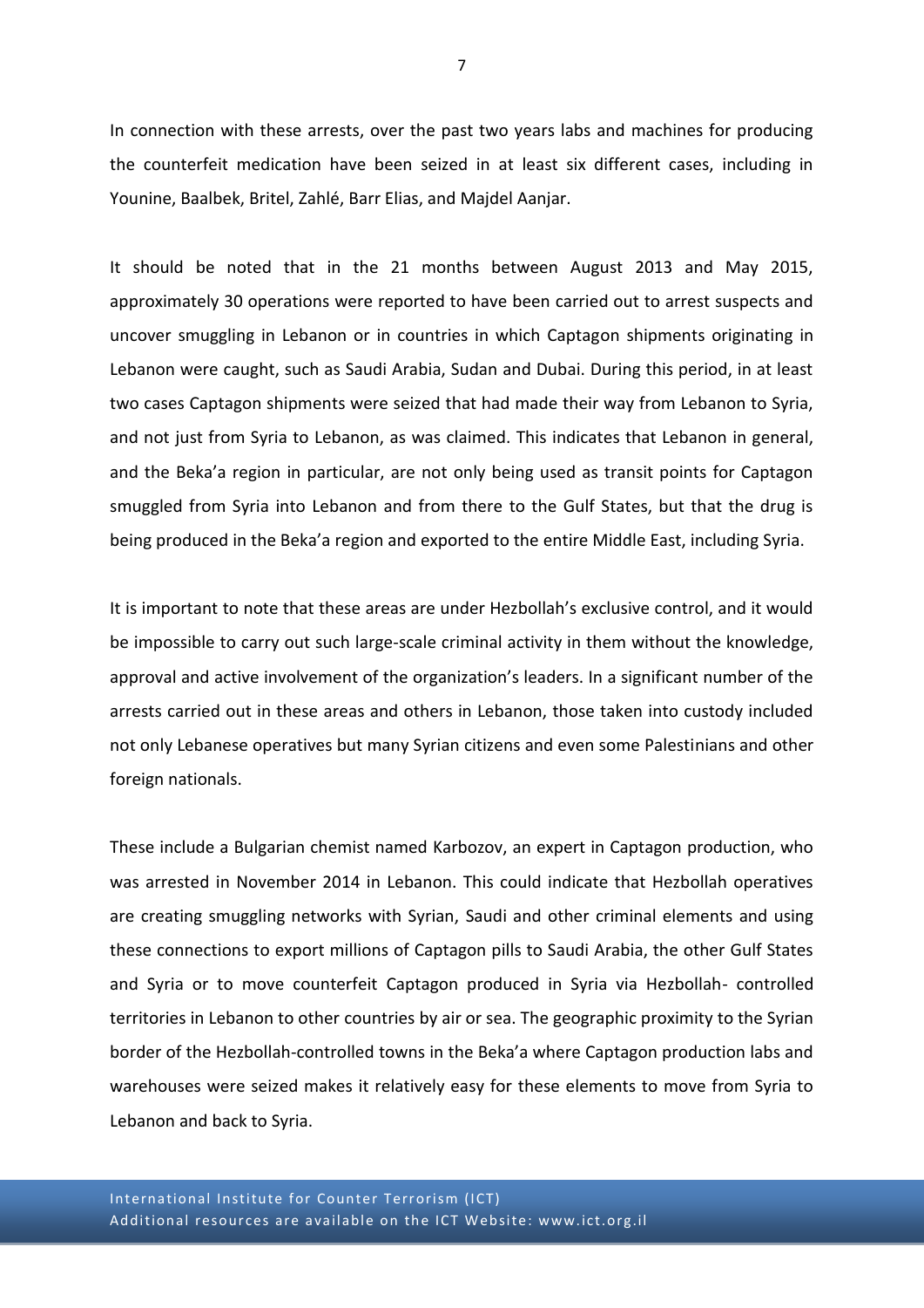In connection with these arrests, over the past two years labs and machines for producing the counterfeit medication have been seized in at least six different cases, including in Younine, Baalbek, Britel, Zahlé, Barr Elias, and Majdel Aanjar.

It should be noted that in the 21 months between August 2013 and May 2015, approximately 30 operations were reported to have been carried out to arrest suspects and uncover smuggling in Lebanon or in countries in which Captagon shipments originating in Lebanon were caught, such as Saudi Arabia, Sudan and Dubai. During this period, in at least two cases Captagon shipments were seized that had made their way from Lebanon to Syria, and not just from Syria to Lebanon, as was claimed. This indicates that Lebanon in general, and the Beka'a region in particular, are not only being used as transit points for Captagon smuggled from Syria into Lebanon and from there to the Gulf States, but that the drug is being produced in the Beka'a region and exported to the entire Middle East, including Syria.

It is important to note that these areas are under Hezbollah's exclusive control, and it would be impossible to carry out such large-scale criminal activity in them without the knowledge, approval and active involvement of the organization's leaders. In a significant number of the arrests carried out in these areas and others in Lebanon, those taken into custody included not only Lebanese operatives but many Syrian citizens and even some Palestinians and other foreign nationals.

These include a Bulgarian chemist named Karbozov, an expert in Captagon production, who was arrested in November 2014 in Lebanon. This could indicate that Hezbollah operatives are creating smuggling networks with Syrian, Saudi and other criminal elements and using these connections to export millions of Captagon pills to Saudi Arabia, the other Gulf States and Syria or to move counterfeit Captagon produced in Syria via Hezbollah- controlled territories in Lebanon to other countries by air or sea. The geographic proximity to the Syrian border of the Hezbollah-controlled towns in the Beka'a where Captagon production labs and warehouses were seized makes it relatively easy for these elements to move from Syria to Lebanon and back to Syria.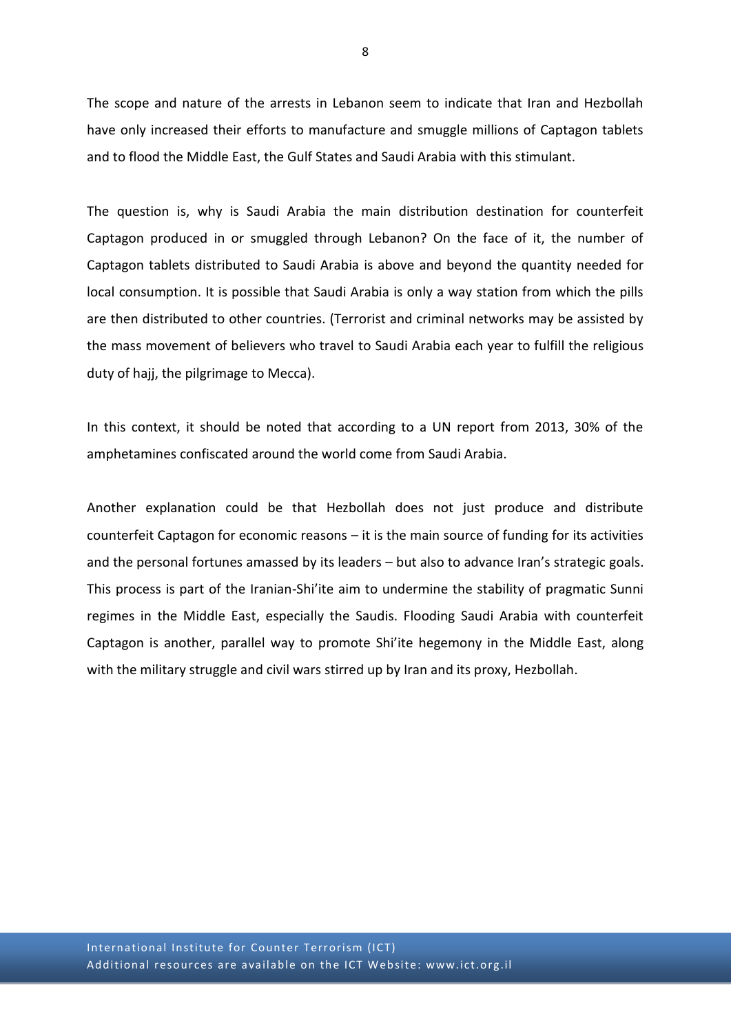The scope and nature of the arrests in Lebanon seem to indicate that Iran and Hezbollah have only increased their efforts to manufacture and smuggle millions of Captagon tablets and to flood the Middle East, the Gulf States and Saudi Arabia with this stimulant.

The question is, why is Saudi Arabia the main distribution destination for counterfeit Captagon produced in or smuggled through Lebanon? On the face of it, the number of Captagon tablets distributed to Saudi Arabia is above and beyond the quantity needed for local consumption. It is possible that Saudi Arabia is only a way station from which the pills are then distributed to other countries. (Terrorist and criminal networks may be assisted by the mass movement of believers who travel to Saudi Arabia each year to fulfill the religious duty of hajj, the pilgrimage to Mecca).

In this context, it should be noted that according to a UN report from 2013, 30% of the amphetamines confiscated around the world come from Saudi Arabia.

Another explanation could be that Hezbollah does not just produce and distribute counterfeit Captagon for economic reasons – it is the main source of funding for its activities and the personal fortunes amassed by its leaders – but also to advance Iran's strategic goals. This process is part of the Iranian-Shi'ite aim to undermine the stability of pragmatic Sunni regimes in the Middle East, especially the Saudis. Flooding Saudi Arabia with counterfeit Captagon is another, parallel way to promote Shi'ite hegemony in the Middle East, along with the military struggle and civil wars stirred up by Iran and its proxy, Hezbollah.